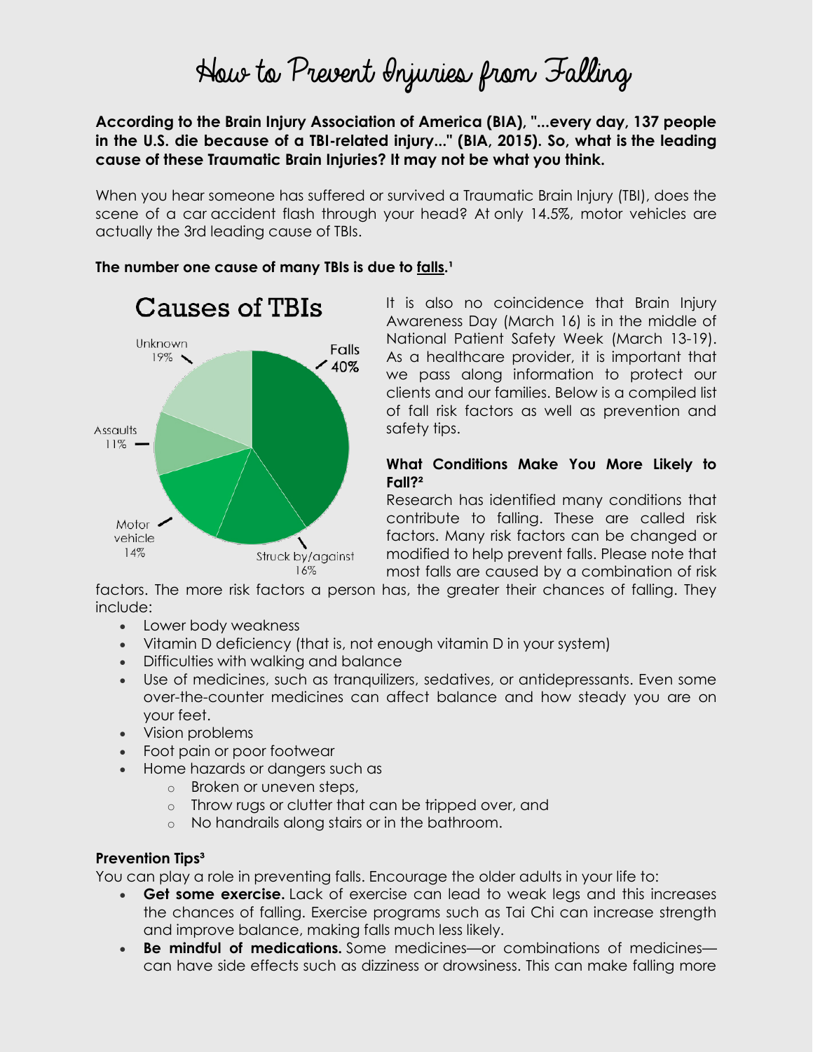# How to Prevent Injuries from Falling

**According to the Brain Injury Association of America (BIA), "...every day, 137 people in the U.S. die because of a TBI-related injury..." (BIA, 2015). So, what is the leading cause of these Traumatic Brain Injuries? It may not be what you think.**

When you hear someone has suffered or survived a Traumatic Brain Injury (TBI), does the scene of a car accident flash through your head? At only 14.5%, motor vehicles are actually the 3rd leading cause of TBIs.

**The number one cause of many TBIs is due to falls.[1]**

Causes of TBIs

| Cause | Percentage |
| --- | --- |
| Falls | 40% |
| Struck by/against | 16% |
| Motor vehicle | 14% |
| Assaults | 11% |
| Unknown | 19% |

It is also no coincidence that Brain Injury Awareness Day (March 16) is in the middle of National Patient Safety Week (March 13-19). As a healthcare provider, it is important that we pass along information to protect our clients and our families. Below is a compiled list of fall risk factors as well as prevention and safety tips.

**What Conditions Make You More Likely to Fall?[2]**

Research has identified many conditions that contribute to falling. These are called risk factors. Many risk factors can be changed or modified to help prevent falls. Please note that most falls are caused by a combination of risk factors. The more risk factors a person has, the greater their chances of falling. They include:

- Lower body weakness
- Vitamin D deficiency (that is, not enough vitamin D in your system)
- Difficulties with walking and balance
- Use of medicines, such as tranquilizers, sedatives, or antidepressants. Even some over-the-counter medicines can affect balance and how steady you are on your feet.
- Vision problems
- Foot pain or poor footwear
- Home hazards or dangers such as
    - Broken or uneven steps,
    - Throw rugs or clutter that can be tripped over, and
    - No handrails along stairs or in the bathroom.

**Prevention Tips[3]**

You can play a role in preventing falls. Encourage the older adults in your life to:

- **Get some exercise.** Lack of exercise can lead to weak legs and this increases the chances of falling. Exercise programs such as Tai Chi can increase strength and improve balance, making falls much less likely.
- **Be mindful of medications.** Some medicines—or combinations of medicines—can have side effects such as dizziness or drowsiness. This can make falling more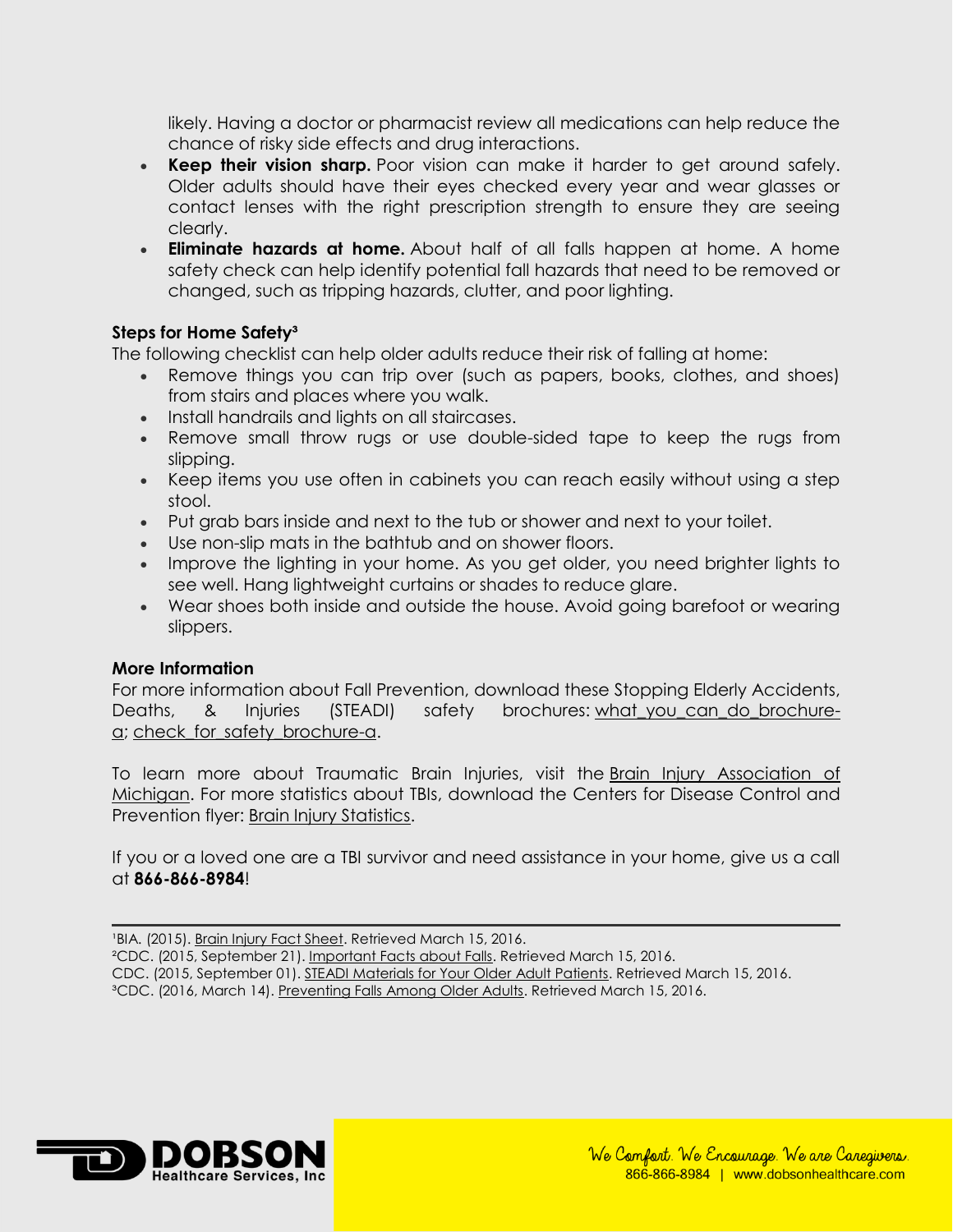likely. Having a doctor or pharmacist review all medications can help reduce the chance of risky side effects and drug interactions.

- **Keep their vision sharp.** Poor vision can make it harder to get around safely. Older adults should have their eyes checked every year and wear glasses or contact lenses with the right prescription strength to ensure they are seeing clearly.
- **Eliminate hazards at home.** About half of all falls happen at home. A home safety check can help identify potential fall hazards that need to be removed or changed, such as tripping hazards, clutter, and poor lighting.

**Steps for Home Safety[3]**

The following checklist can help older adults reduce their risk of falling at home:

- Remove things you can trip over (such as papers, books, clothes, and shoes) from stairs and places where you walk.
- Install handrails and lights on all staircases.
- Remove small throw rugs or use double-sided tape to keep the rugs from slipping.
- Keep items you use often in cabinets you can reach easily without using a step stool.
- Put grab bars inside and next to the tub or shower and next to your toilet.
- Use non-slip mats in the bathtub and on shower floors.
- Improve the lighting in your home. As you get older, you need brighter lights to see well. Hang lightweight curtains or shades to reduce glare.
- Wear shoes both inside and outside the house. Avoid going barefoot or wearing slippers.

**More Information**

For more information about Fall Prevention, download these Stopping Elderly Accidents, Deaths, & Injuries (STEADI) safety brochures: what_you_can_do_brochure-a; check_for_safety_brochure-a.

To learn more about Traumatic Brain Injuries, visit the Brain Injury Association of Michigan. For more statistics about TBIs, download the Centers for Disease Control and Prevention flyer: Brain Injury Statistics.

If you or a loved one are a TBI survivor and need assistance in your home, give us a call at **866-866-8984**!

---

[1]BIA. (2015). Brain Injury Fact Sheet. Retrieved March 15, 2016.
[2]CDC. (2015, September 21). Important Facts about Falls. Retrieved March 15, 2016.
CDC. (2015, September 01). STEADI Materials for Your Older Adult Patients. Retrieved March 15, 2016.
[3]CDC. (2016, March 14). Preventing Falls Among Older Adults. Retrieved March 15, 2016.

DOBSON Healthcare Services, Inc

We Comfort. We Encourage. We are Caregivers.
866-866-8984 | www.dobsonhealthcare.com